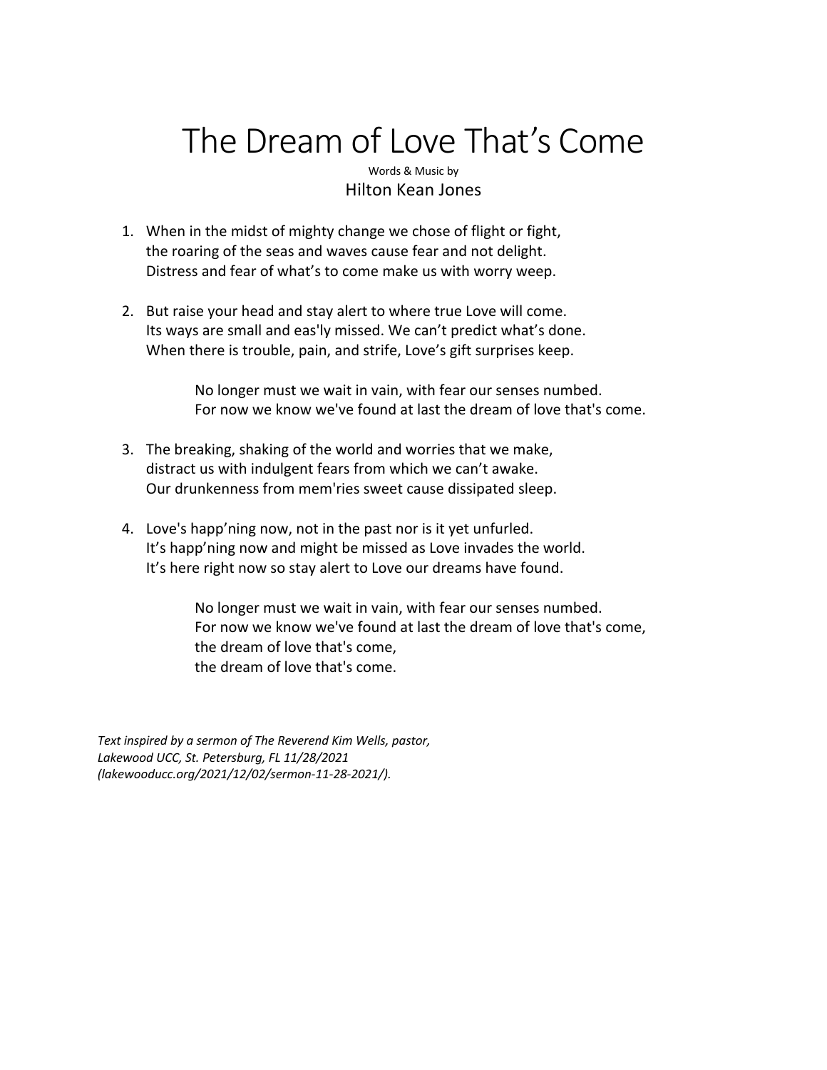# The Dream of Love That's Come

Words & Music by

Hilton Kean Jones

1. When in the midst of mighty change we chose of flight or fight,
   the roaring of the seas and waves cause fear and not delight.
   Distress and fear of what's to come make us with worry weep.

2. But raise your head and stay alert to where true Love will come.
   Its ways are small and eas'ly missed. We can't predict what's done.
   When there is trouble, pain, and strife, Love's gift surprises keep.

   No longer must we wait in vain, with fear our senses numbed.
   For now we know we've found at last the dream of love that's come.

3. The breaking, shaking of the world and worries that we make,
   distract us with indulgent fears from which we can't awake.
   Our drunkenness from mem'ries sweet cause dissipated sleep.

4. Love's happ'ning now, not in the past nor is it yet unfurled.
   It's happ'ning now and might be missed as Love invades the world.
   It's here right now so stay alert to Love our dreams have found.

   No longer must we wait in vain, with fear our senses numbed.
   For now we know we've found at last the dream of love that's come,
   the dream of love that's come,
   the dream of love that's come.

*Text inspired by a sermon of The Reverend Kim Wells, pastor, Lakewood UCC, St. Petersburg, FL 11/28/2021 (lakewooducc.org/2021/12/02/sermon-11-28-2021/).*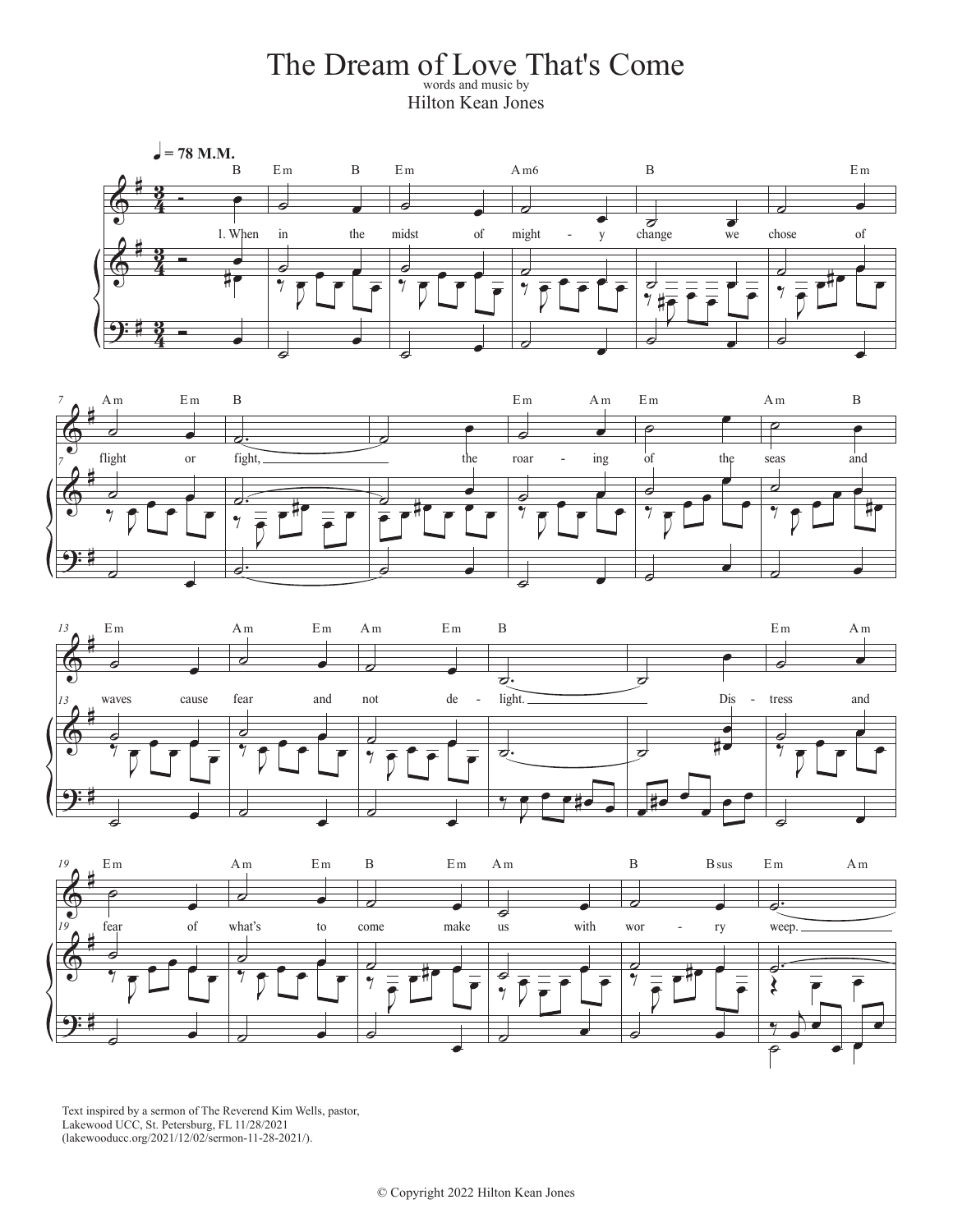# The Dream of Love That's Come

words and music by
Hilton Kean Jones

Text inspired by a sermon of The Reverend Kim Wells, pastor, Lakewood UCC, St. Petersburg, FL 11/28/2021 (lakewooducc.org/2021/12/02/sermon-11-28-2021/).

© Copyright 2022 Hilton Kean Jones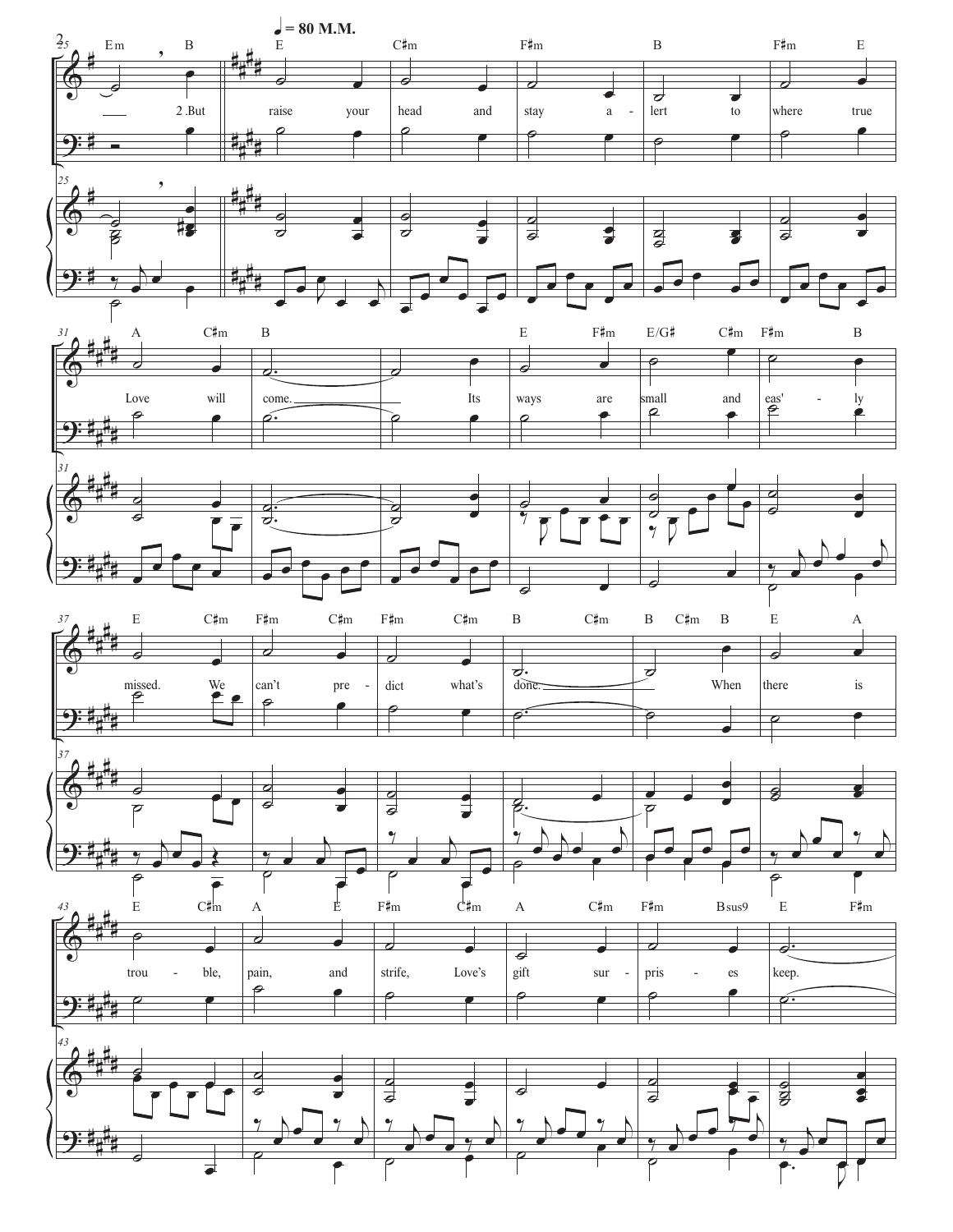♩ = 80 M.M.

2. But raise your head and stay alert to where true Love will come. Its ways are small and eas'ly missed. We can't predict what's done. When there is trouble, pain, and strife, Love's gift surprises keep.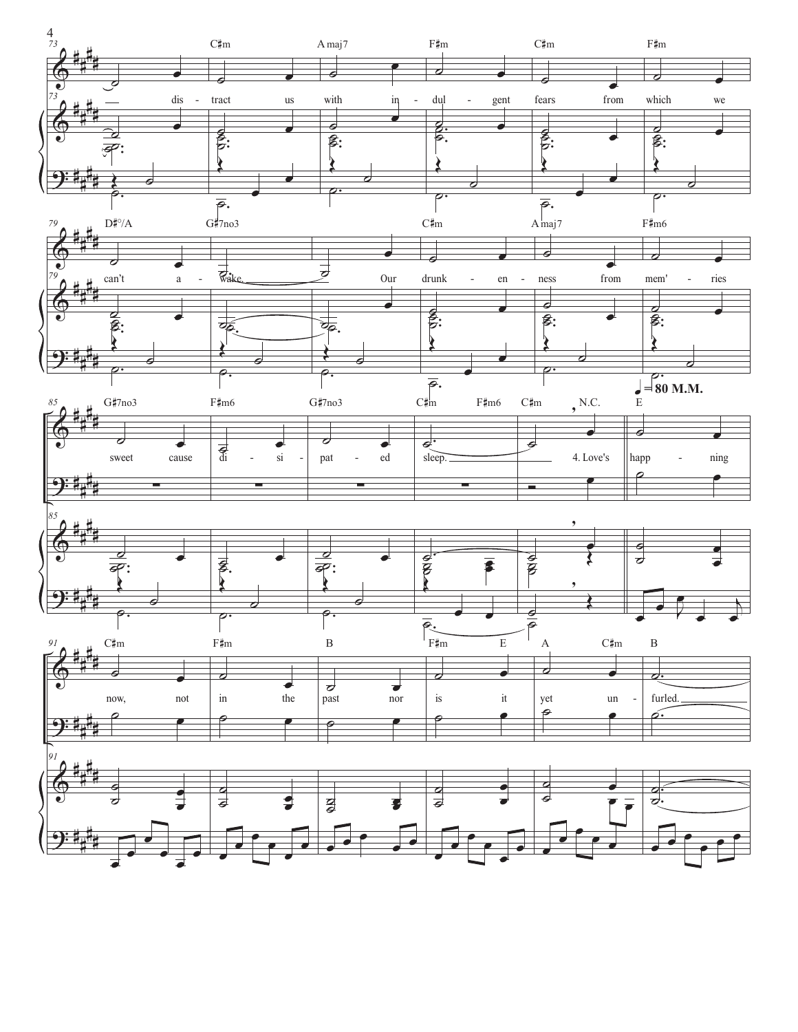73 — dis - tract us with in - dul - gent fears from which we

79 can't a - wake. Our drunk - en - ness from mem' - ries

85 sweet cause di - si - pat - ed sleep. 4. Love's happ - ning

♩ = 80 M.M.

91 now, not in the past nor is it yet un - furled.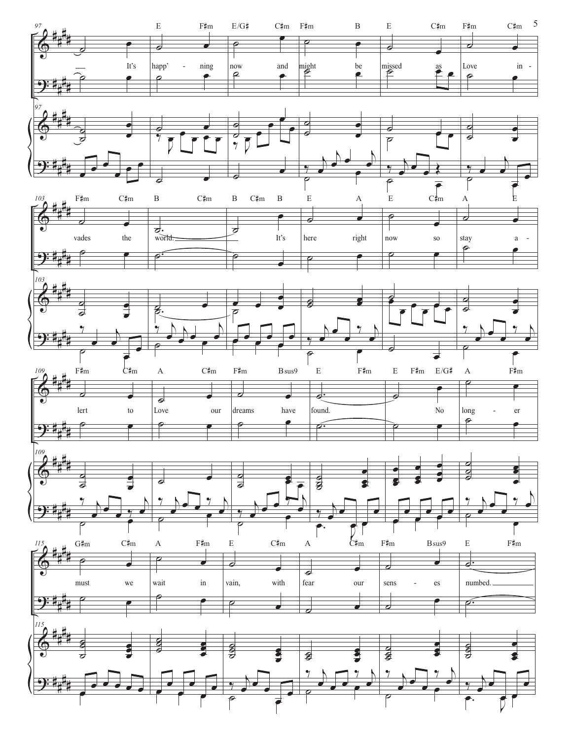It's happ' - ning now and might be missed as Love in - vades the world.

It's here right now so stay a - lert to Love our dreams have found.

No long - er must we wait in vain, with fear our sens - es numbed.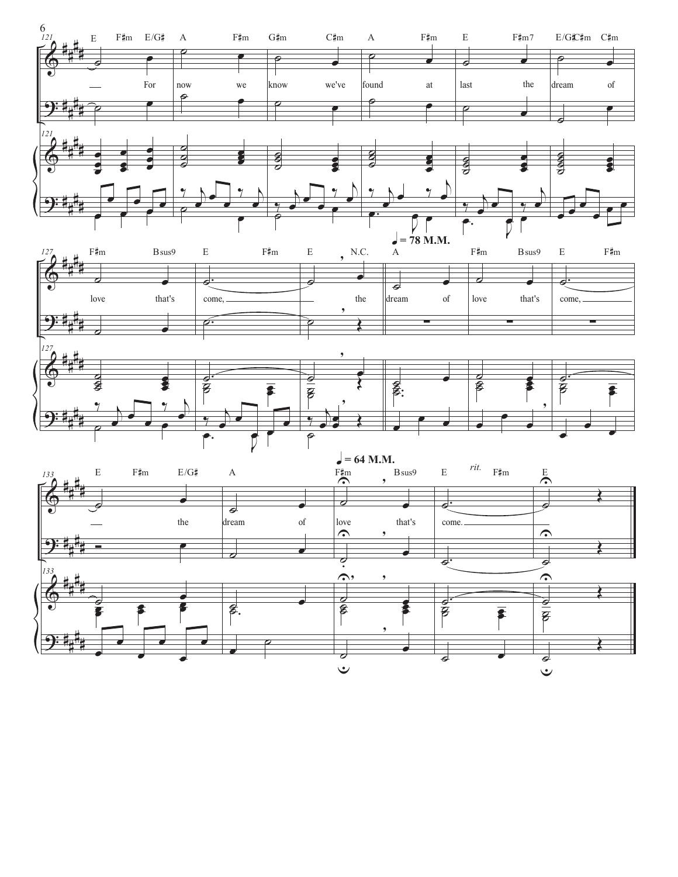E F♯m E/G♯ A F♯m G♯m C♯m A F♯m E F♯m7 E/G♯ C♯m C♯m

— For now we know we've found at last the dream of

F♯m Bsus9 E F♯m E N.C. A F♯m Bsus9 E F♯m

♩ = 78 M.M.

love that's come, — the dream of love that's come, —

E F♯m E/G♯ A F♯m Bsus9 E F♯m E

♩ = 64 M.M.

*rit.*

— the dream of love that's come. —